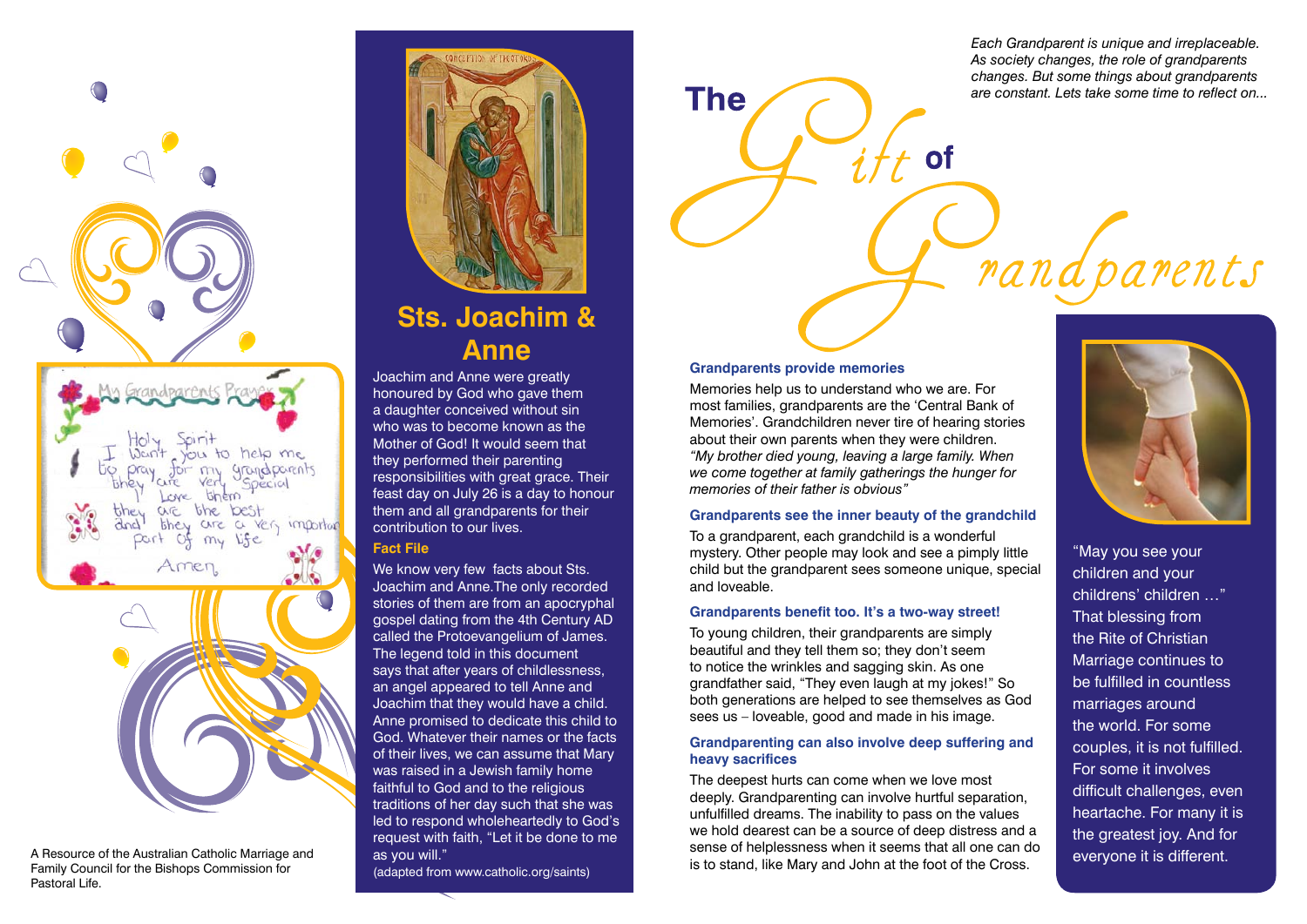# The Gift of Grandparents

*Each Grandparent is unique and irreplaceable. As society changes, the role of grandparents changes. But some things about grandparents are constant. Lets take some time to reflect on...*

**Grandparents provide memories**

Memories help us to understand who we are. For most families, grandparents are the 'Central Bank of Memories'. Grandchildren never tire of hearing stories about their own parents when they were children. *"My brother died young, leaving a large family. When we come together at family gatherings the hunger for memories of their father is obvious"*

**Grandparents see the inner beauty of the grandchild**

To a grandparent, each grandchild is a wonderful mystery. Other people may look and see a pimply little child but the grandparent sees someone unique, special and loveable.

**Grandparents benefit too. It's a two-way street!**

To young children, their grandparents are simply beautiful and they tell them so; they don't seem to notice the wrinkles and sagging skin. As one grandfather said, "They even laugh at my jokes!" So both generations are helped to see themselves as God sees us – loveable, good and made in his image.

**Grandparenting can also involve deep suffering and heavy sacrifices**

The deepest hurts can come when we love most deeply. Grandparenting can involve hurtful separation, unfulfilled dreams. The inability to pass on the values we hold dearest can be a source of deep distress and a sense of helplessness when it seems that all one can do is to stand, like Mary and John at the foot of the Cross.

"May you see your children and your childrens' children …" That blessing from the Rite of Christian Marriage continues to be fulfilled in countless marriages around the world. For some couples, it is not fulfilled. For some it involves difficult challenges, even heartache. For many it is the greatest joy. And for everyone it is different.

## Sts. Joachim & Anne

Joachim and Anne were greatly honoured by God who gave them a daughter conceived without sin who was to become known as the Mother of God! It would seem that they performed their parenting responsibilities with great grace. Their feast day on July 26 is a day to honour them and all grandparents for their contribution to our lives.

**Fact File**

We know very few facts about Sts. Joachim and Anne.The only recorded stories of them are from an apocryphal gospel dating from the 4th Century AD called the Protoevangelium of James. The legend told in this document says that after years of childlessness, an angel appeared to tell Anne and Joachim that they would have a child. Anne promised to dedicate this child to God. Whatever their names or the facts of their lives, we can assume that Mary was raised in a Jewish family home faithful to God and to the religious traditions of her day such that she was led to respond wholeheartedly to God's request with faith, "Let it be done to me as you will."

(adapted from www.catholic.org/saints)

My Grandparents Prayer

Holy Spirit
I want you to help me
to pray for my grandparents
they are very special
I love them
they are the best
and they are a very important
part of my life
Amen

A Resource of the Australian Catholic Marriage and Family Council for the Bishops Commission for Pastoral Life.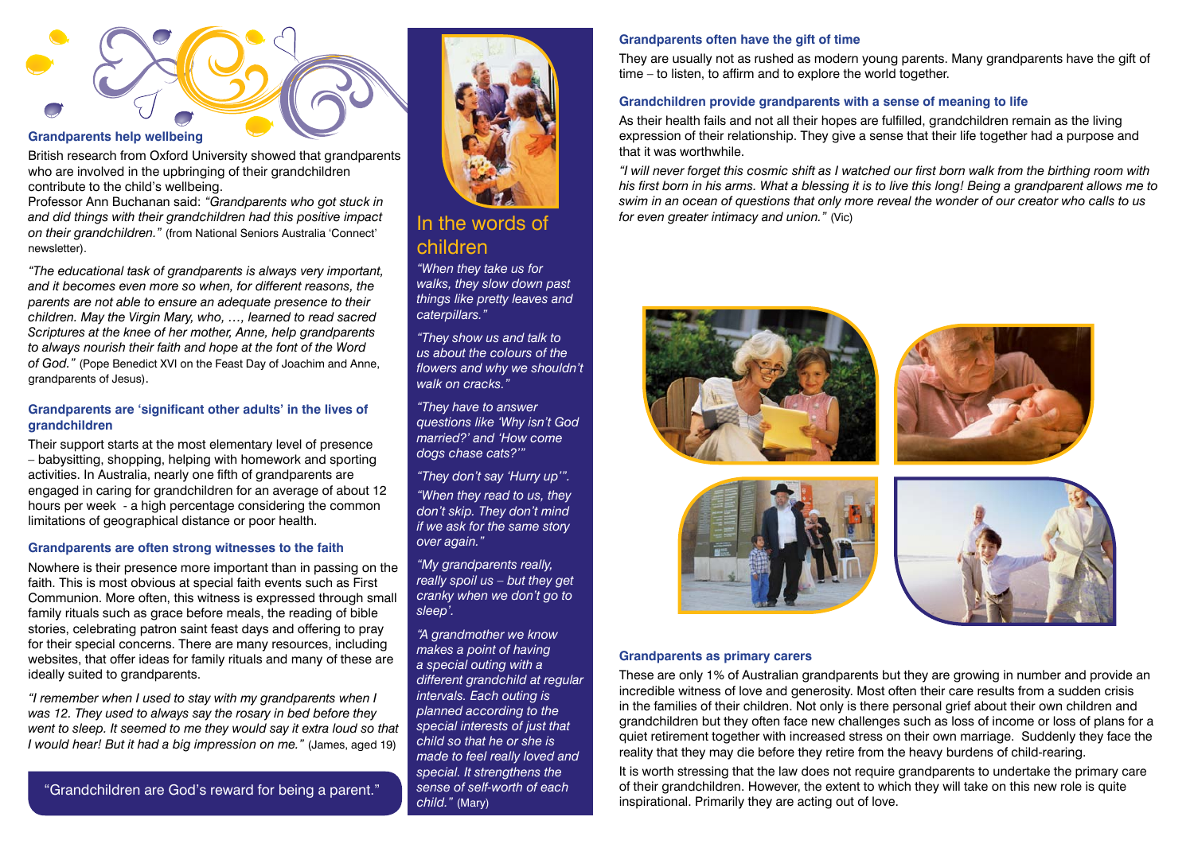### Grandparents help wellbeing

British research from Oxford University showed that grandparents who are involved in the upbringing of their grandchildren contribute to the child's wellbeing.

Professor Ann Buchanan said: *"Grandparents who got stuck in and did things with their grandchildren had this positive impact on their grandchildren."* (from National Seniors Australia 'Connect' newsletter).

*"The educational task of grandparents is always very important, and it becomes even more so when, for different reasons, the parents are not able to ensure an adequate presence to their children. May the Virgin Mary, who, …, learned to read sacred Scriptures at the knee of her mother, Anne, help grandparents to always nourish their faith and hope at the font of the Word of God."* (Pope Benedict XVI on the Feast Day of Joachim and Anne, grandparents of Jesus).

### Grandparents are 'significant other adults' in the lives of grandchildren

Their support starts at the most elementary level of presence – babysitting, shopping, helping with homework and sporting activities. In Australia, nearly one fifth of grandparents are engaged in caring for grandchildren for an average of about 12 hours per week - a high percentage considering the common limitations of geographical distance or poor health.

### Grandparents are often strong witnesses to the faith

Nowhere is their presence more important than in passing on the faith. This is most obvious at special faith events such as First Communion. More often, this witness is expressed through small family rituals such as grace before meals, the reading of bible stories, celebrating patron saint feast days and offering to pray for their special concerns. There are many resources, including websites, that offer ideas for family rituals and many of these are ideally suited to grandparents.

*"I remember when I used to stay with my grandparents when I was 12. They used to always say the rosary in bed before they went to sleep. It seemed to me they would say it extra loud so that I would hear! But it had a big impression on me."* (James, aged 19)

"Grandchildren are God's reward for being a parent."

## In the words of children

*"When they take us for walks, they slow down past things like pretty leaves and caterpillars."*

*"They show us and talk to us about the colours of the flowers and why we shouldn't walk on cracks."*

*"They have to answer questions like 'Why isn't God married?' and 'How come dogs chase cats?'"*

*"They don't say 'Hurry up'".*

*"When they read to us, they don't skip. They don't mind if we ask for the same story over again."*

*"My grandparents really, really spoil us – but they get cranky when we don't go to sleep'.*

*"A grandmother we know makes a point of having a special outing with a different grandchild at regular intervals. Each outing is planned according to the special interests of just that child so that he or she is made to feel really loved and special. It strengthens the sense of self-worth of each child."* (Mary)

### Grandparents often have the gift of time

They are usually not as rushed as modern young parents. Many grandparents have the gift of time – to listen, to affirm and to explore the world together.

### Grandchildren provide grandparents with a sense of meaning to life

As their health fails and not all their hopes are fulfilled, grandchildren remain as the living expression of their relationship. They give a sense that their life together had a purpose and that it was worthwhile.

*"I will never forget this cosmic shift as I watched our first born walk from the birthing room with his first born in his arms. What a blessing it is to live this long! Being a grandparent allows me to swim in an ocean of questions that only more reveal the wonder of our creator who calls to us for even greater intimacy and union."* (Vic)

### Grandparents as primary carers

These are only 1% of Australian grandparents but they are growing in number and provide an incredible witness of love and generosity. Most often their care results from a sudden crisis in the families of their children. Not only is there personal grief about their own children and grandchildren but they often face new challenges such as loss of income or loss of plans for a quiet retirement together with increased stress on their own marriage. Suddenly they face the reality that they may die before they retire from the heavy burdens of child-rearing.

It is worth stressing that the law does not require grandparents to undertake the primary care of their grandchildren. However, the extent to which they will take on this new role is quite inspirational. Primarily they are acting out of love.